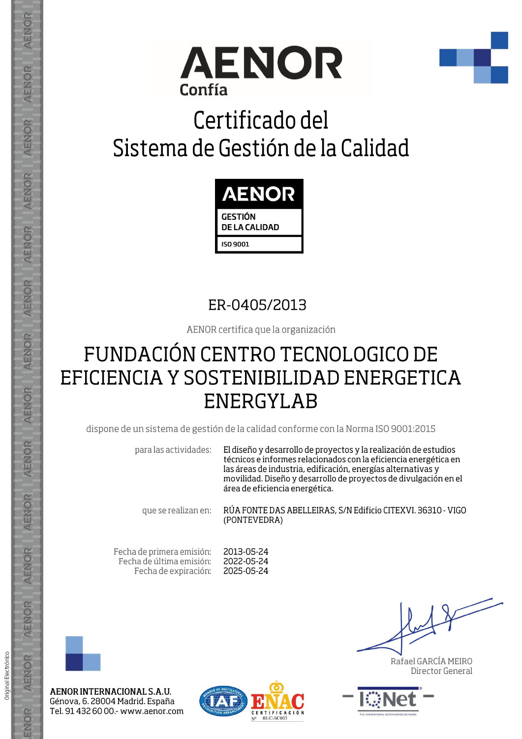# AENOR

Confía

## Certificado del Sistema de Gestión de la Calidad

AENOR
GESTIÓN DE LA CALIDAD
ISO 9001

ER-0405/2013

AENOR certifica que la organización

## FUNDACIÓN CENTRO TECNOLOGICO DE EFICIENCIA Y SOSTENIBILIDAD ENERGETICA ENERGYLAB

dispone de un sistema de gestión de la calidad conforme con la Norma ISO 9001:2015

para las actividades: El diseño y desarrollo de proyectos y la realización de estudios técnicos e informes relacionados con la eficiencia energética en las áreas de industria, edificación, energías alternativas y movilidad. Diseño y desarrollo de proyectos de divulgación en el área de eficiencia energética.

que se realizan en: RÚA FONTE DAS ABELLEIRAS, S/N Edificio CITEXVI. 36310 - VIGO (PONTEVEDRA)

Fecha de primera emisión: 2013-05-24
Fecha de última emisión: 2022-05-24
Fecha de expiración: 2025-05-24

Rafael GARCÍA MEIRO
Director General

**AENOR INTERNACIONAL S.A.U.**
Génova, 6. 28004 Madrid. España
Tel. 91 432 60 00.- www.aenor.com

ENAC CERTIFICACIÓN Nº 01/C-SC003

IQNet

Original Electrónico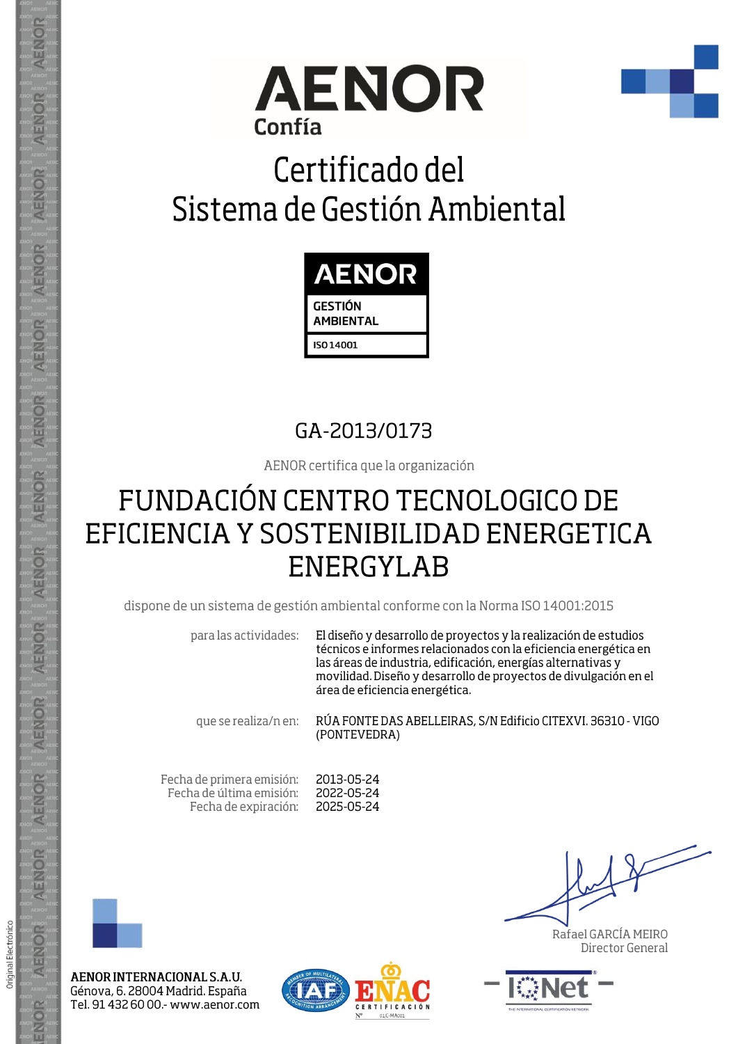# AENOR

Confía

# Certificado del Sistema de Gestión Ambiental

AENOR

GESTIÓN AMBIENTAL

ISO 14001

GA-2013/0173

AENOR certifica que la organización

## FUNDACIÓN CENTRO TECNOLOGICO DE EFICIENCIA Y SOSTENIBILIDAD ENERGETICA ENERGYLAB

dispone de un sistema de gestión ambiental conforme con la Norma ISO 14001:2015

| | |
|---|---|
| para las actividades: | El diseño y desarrollo de proyectos y la realización de estudios técnicos e informes relacionados con la eficiencia energética en las áreas de industria, edificación, energías alternativas y movilidad. Diseño y desarrollo de proyectos de divulgación en el área de eficiencia energética. |
| que se realiza/n en: | RÚA FONTE DAS ABELLEIRAS, S/N Edificio CITEXVI. 36310 - VIGO (PONTEVEDRA) |

| | |
|---|---|
| Fecha de primera emisión: | 2013-05-24 |
| Fecha de última emisión: | 2022-05-24 |
| Fecha de expiración: | 2025-05-24 |

Rafael GARCÍA MEIRO
Director General

**AENOR INTERNACIONAL S.A.U.**
Génova, 6. 28004 Madrid. España
Tel. 91 432 60 00.- www.aenor.com

ENAC CERTIFICACIÓN Nº 01/C-MA001

IQNet

Original Electrónico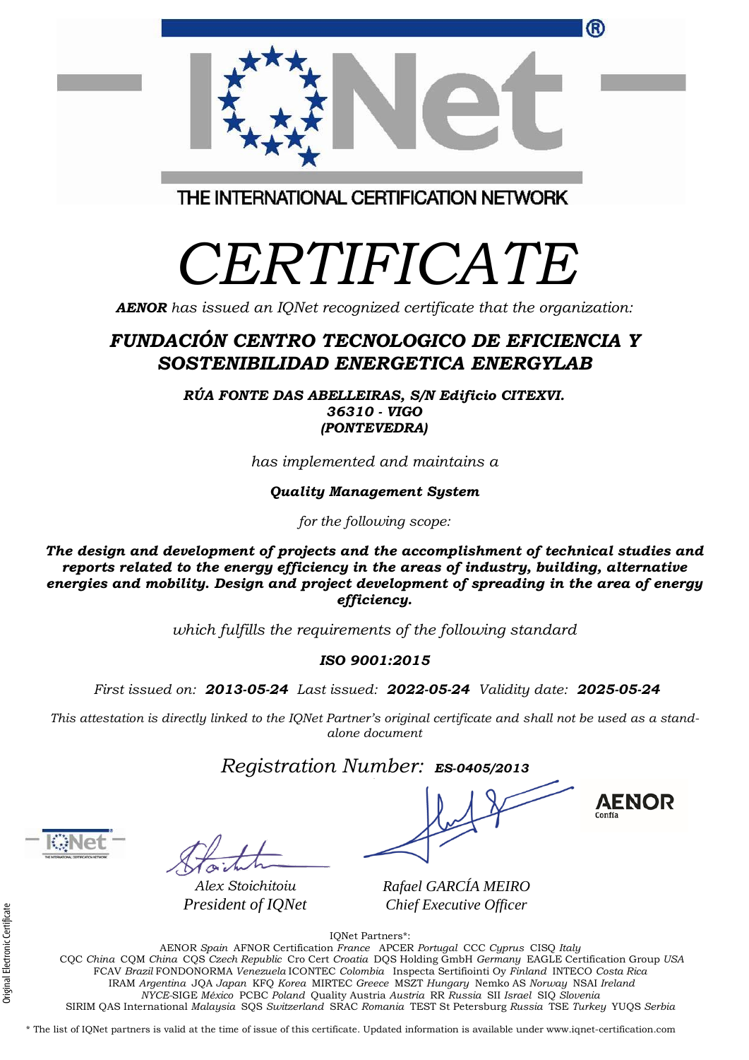THE INTERNATIONAL CERTIFICATION NETWORK

# CERTIFICATE

***AENOR*** *has issued an IQNet recognized certificate that the organization:*

## *FUNDACIÓN CENTRO TECNOLOGICO DE EFICIENCIA Y SOSTENIBILIDAD ENERGETICA ENERGYLAB*

***RÚA FONTE DAS ABELLEIRAS, S/N Edificio CITEXVI.***
***36310 - VIGO***
***(PONTEVEDRA)***

*has implemented and maintains a*

***Quality Management System***

*for the following scope:*

***The design and development of projects and the accomplishment of technical studies and reports related to the energy efficiency in the areas of industry, building, alternative energies and mobility. Design and project development of spreading in the area of energy efficiency.***

*which fulfills the requirements of the following standard*

***ISO 9001:2015***

*First issued on:* ***2013-05-24*** *Last issued:* ***2022-05-24*** *Validity date:* ***2025-05-24***

*This attestation is directly linked to the IQNet Partner's original certificate and shall not be used as a stand-alone document*

*Registration Number:* ***ES-0405/2013***

AENOR Confía

*Alex Stoichitoiu*
*President of IQNet*

*Rafael GARCÍA MEIRO*
*Chief Executive Officer*

IQNet Partners*:

AENOR *Spain* AFNOR Certification *France* APCER *Portugal* CCC *Cyprus* CISQ *Italy*
CQC *China* CQM *China* CQS *Czech Republic* Cro Cert *Croatia* DQS Holding GmbH *Germany* EAGLE Certification Group *USA*
FCAV *Brazil* FONDONORMA *Venezuela* ICONTEC *Colombia* Inspecta Sertifiointi Oy *Finland* INTECO *Costa Rica*
IRAM *Argentina* JQA *Japan* KFQ *Korea* MIRTEC *Greece* MSZT *Hungary* Nemko AS *Norway* NSAI *Ireland*
*NYCE*-SIGE *México* PCBC *Poland* Quality Austria *Austria* RR *Russia* SII *Israel* SIQ *Slovenia*
SIRIM QAS International *Malaysia* SQS *Switzerland* SRAC *Romania* TEST St Petersburg *Russia* TSE *Turkey* YUQS *Serbia*

\* The list of IQNet partners is valid at the time of issue of this certificate. Updated information is available under www.iqnet-certification.com

Original Electronic Certificate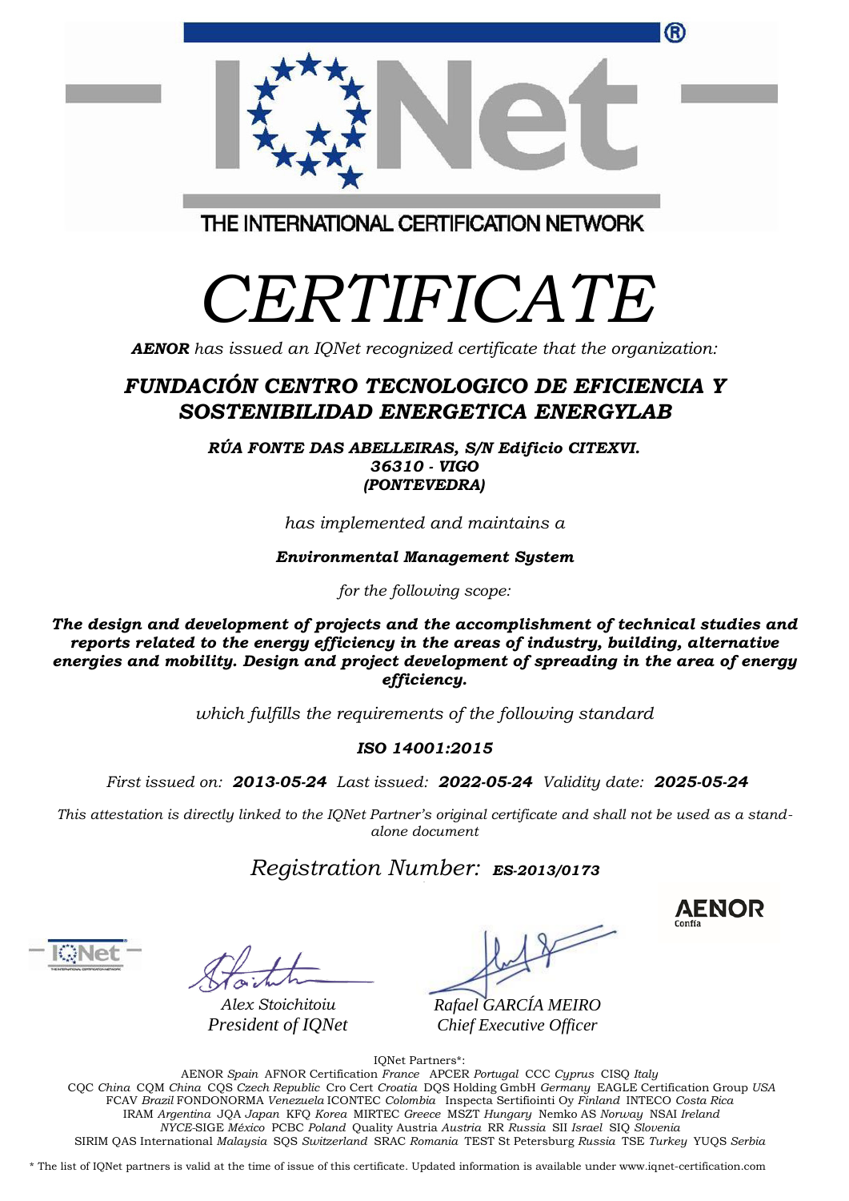THE INTERNATIONAL CERTIFICATION NETWORK

# *CERTIFICATE*

***AENOR*** *has issued an IQNet recognized certificate that the organization:*

## *FUNDACIÓN CENTRO TECNOLOGICO DE EFICIENCIA Y SOSTENIBILIDAD ENERGETICA ENERGYLAB*

***RÚA FONTE DAS ABELLEIRAS, S/N Edificio CITEXVI.***
***36310 - VIGO***
***(PONTEVEDRA)***

*has implemented and maintains a*

***Environmental Management System***

*for the following scope:*

***The design and development of projects and the accomplishment of technical studies and reports related to the energy efficiency in the areas of industry, building, alternative energies and mobility. Design and project development of spreading in the area of energy efficiency.***

*which fulfills the requirements of the following standard*

***ISO 14001:2015***

*First issued on:* ***2013-05-24*** *Last issued:* ***2022-05-24*** *Validity date:* ***2025-05-24***

*This attestation is directly linked to the IQNet Partner's original certificate and shall not be used as a stand-alone document*

*Registration Number:* ***ES-2013/0173***

AENOR Confía

*Alex Stoichitoiu*
*President of IQNet*

*Rafael GARCÍA MEIRO*
*Chief Executive Officer*

IQNet Partners*:

AENOR *Spain* AFNOR Certification *France* APCER *Portugal* CCC *Cyprus* CISQ *Italy*
CQC *China* CQM *China* CQS *Czech Republic* Cro Cert *Croatia* DQS Holding GmbH *Germany* EAGLE Certification Group *USA*
FCAV *Brazil* FONDONORMA *Venezuela* ICONTEC *Colombia* Inspecta Sertifiointi Oy *Finland* INTECO *Costa Rica*
IRAM *Argentina* JQA *Japan* KFQ *Korea* MIRTEC *Greece* MSZT *Hungary* Nemko AS *Norway* NSAI *Ireland*
*NYCE*-SIGE *México* PCBC *Poland* Quality Austria *Austria* RR *Russia* SII *Israel* SIQ *Slovenia*
SIRIM QAS International *Malaysia* SQS *Switzerland* SRAC *Romania* TEST St Petersburg *Russia* TSE *Turkey* YUQS *Serbia*

* The list of IQNet partners is valid at the time of issue of this certificate. Updated information is available under www.iqnet-certification.com